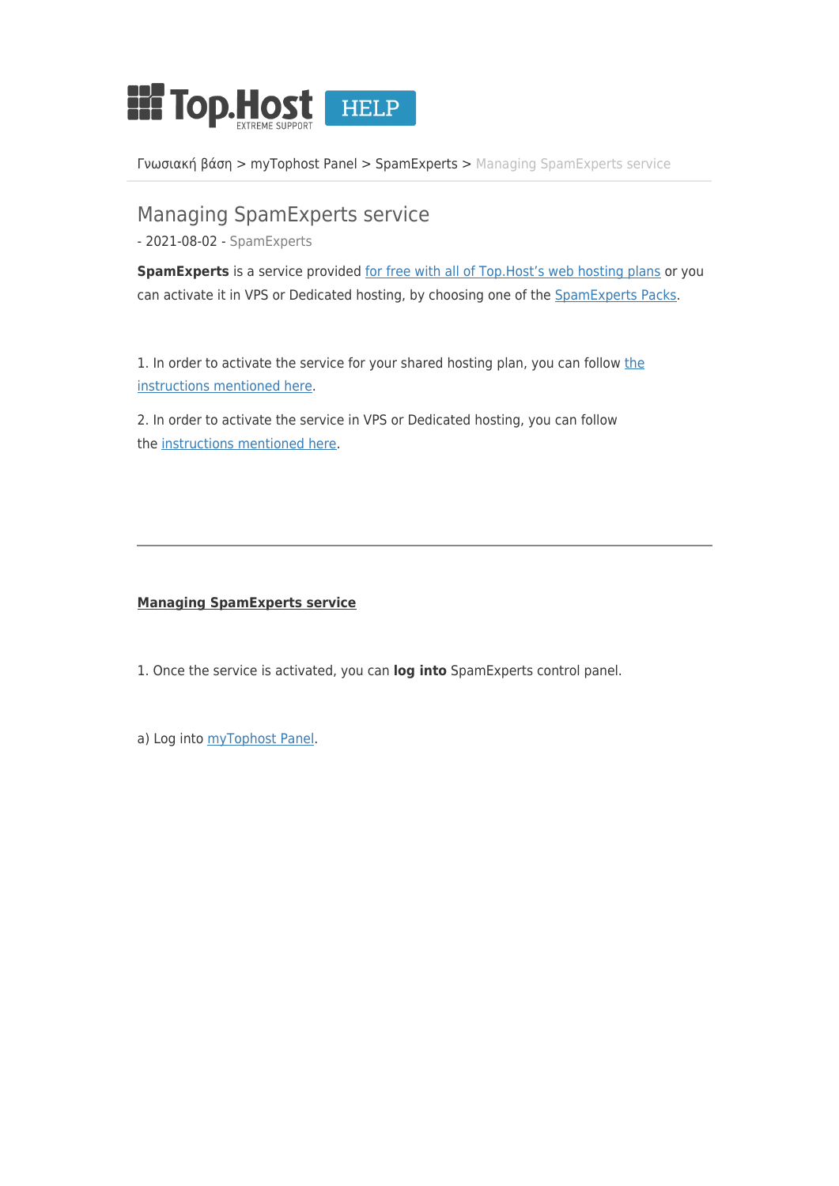Γνωσιακή βάση > myTophost Panel > SpamExperts > Managing SpamExperts service

# Managing SpamExperts service

- 2021-08-02 - SpamExperts

**SpamExperts** is a service provided for free with all of Top.Host's web hosting plans or you can activate it in VPS or Dedicated hosting, by choosing one of the SpamExperts Packs.

1. In order to activate the service for your shared hosting plan, you can follow the instructions mentioned here.

2. In order to activate the service in VPS or Dedicated hosting, you can follow the instructions mentioned here.

---

**Managing SpamExperts service**

1. Once the service is activated, you can **log into** SpamExperts control panel.

a) Log into myTophost Panel.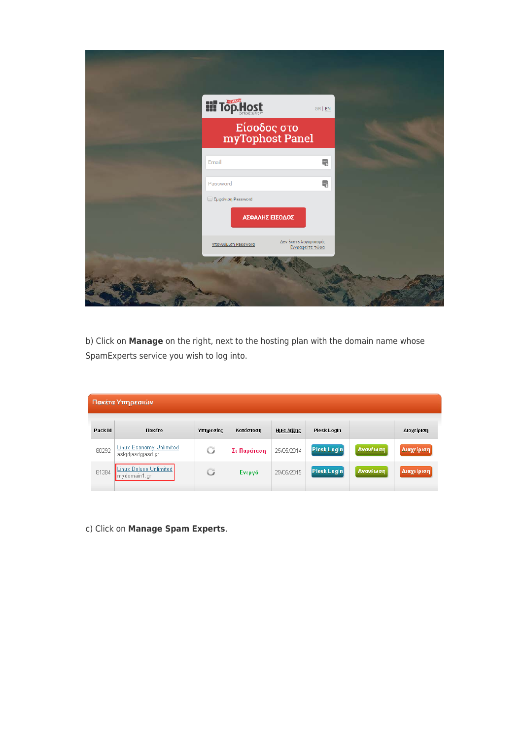b) Click on **Manage** on the right, next to the hosting plan with the domain name whose SpamExperts service you wish to log into.

c) Click on **Manage Spam Experts**.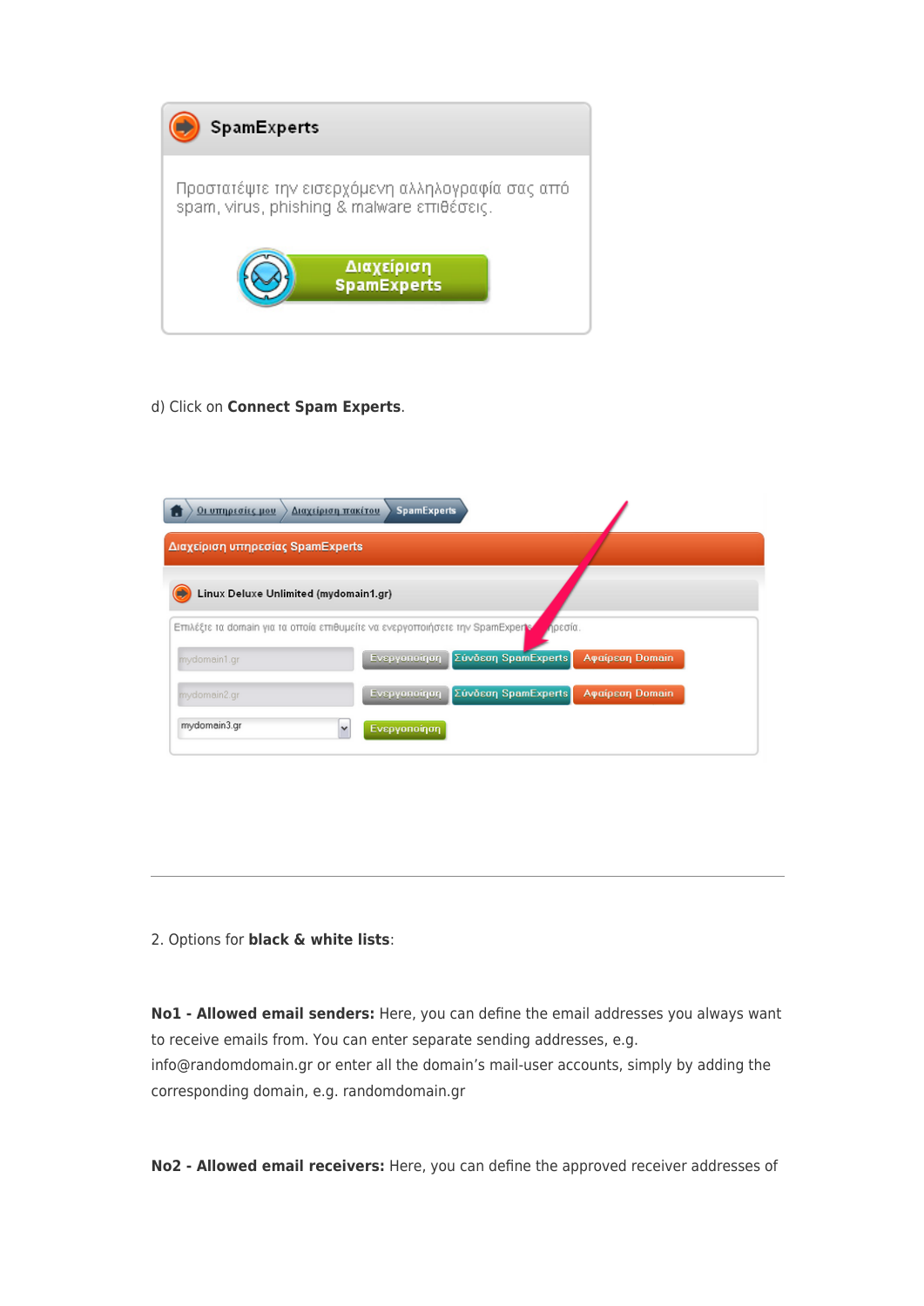SpamExperts

Προστατέψτε την εισερχόμενη αλληλογραφία σας από spam, virus, phishing & malware επιθέσεις.

Διαχείριση SpamExperts

d) Click on **Connect Spam Experts**.

Οι υπηρεσίες μου > Διαχείριση πακέτου > SpamExperts

Διαχείριση υπηρεσίας SpamExperts

Linux Deluxe Unlimited (mydomain1.gr)

Επιλέξτε τα domain για τα οποία επιθυμείτε να ενεργοποιήσετε την SpamExperts υπηρεσία.

| | | | |
|---|---|---|---|
| mydomain1.gr | Ενεργοποίηση | Σύνδεση SpamExperts | Αφαίρεση Domain |
| mydomain2.gr | Ενεργοποίηση | Σύνδεση SpamExperts | Αφαίρεση Domain |
| mydomain3.gr | Ενεργοποίηση | | |

---

2. Options for **black & white lists**:

**No1 - Allowed email senders:** Here, you can define the email addresses you always want to receive emails from. You can enter separate sending addresses, e.g. info@randomdomain.gr or enter all the domain's mail-user accounts, simply by adding the corresponding domain, e.g. randomdomain.gr

**No2 - Allowed email receivers:** Here, you can define the approved receiver addresses of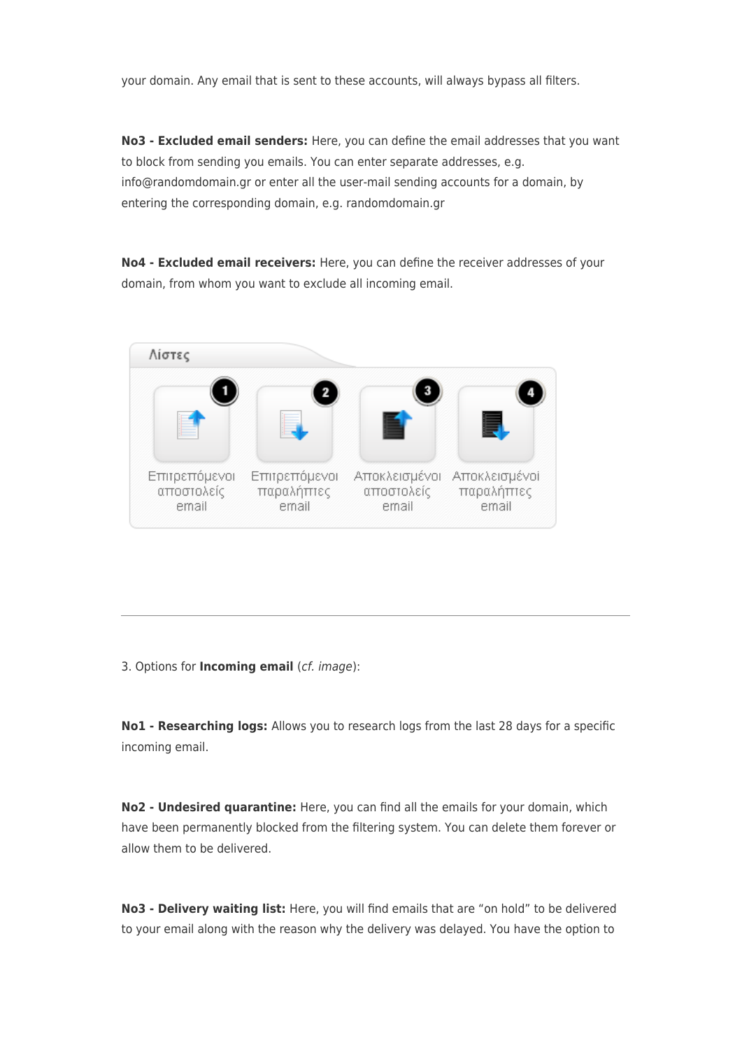your domain. Any email that is sent to these accounts, will always bypass all filters.

**No3 - Excluded email senders:** Here, you can define the email addresses that you want to block from sending you emails. You can enter separate addresses, e.g. info@randomdomain.gr or enter all the user-mail sending accounts for a domain, by entering the corresponding domain, e.g. randomdomain.gr

**No4 - Excluded email receivers:** Here, you can define the receiver addresses of your domain, from whom you want to exclude all incoming email.

Λίστες

1 Επιτρεπόμενοι αποστολείς email

2 Επιτρεπόμενοι παραλήπτες email

3 Αποκλεισμένοι αποστολείς email

4 Αποκλεισμένοι παραλήπτες email

---

3. Options for **Incoming email** (*cf. image*):

**No1 - Researching logs:** Allows you to research logs from the last 28 days for a specific incoming email.

**No2 - Undesired quarantine:** Here, you can find all the emails for your domain, which have been permanently blocked from the filtering system. You can delete them forever or allow them to be delivered.

**No3 - Delivery waiting list:** Here, you will find emails that are "on hold" to be delivered to your email along with the reason why the delivery was delayed. You have the option to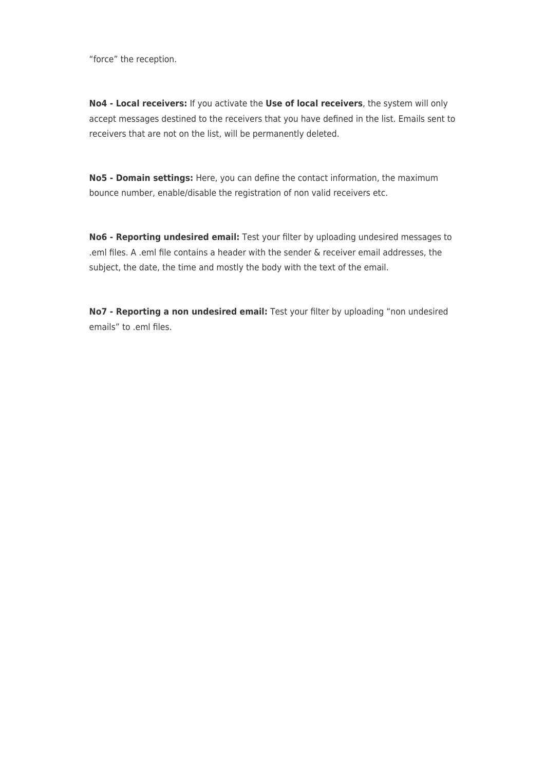“force” the reception.

**No4 - Local receivers:** If you activate the **Use of local receivers**, the system will only accept messages destined to the receivers that you have defined in the list. Emails sent to receivers that are not on the list, will be permanently deleted.

**No5 - Domain settings:** Here, you can define the contact information, the maximum bounce number, enable/disable the registration of non valid receivers etc.

**No6 - Reporting undesired email:** Test your filter by uploading undesired messages to .eml files. A .eml file contains a header with the sender & receiver email addresses, the subject, the date, the time and mostly the body with the text of the email.

**No7 - Reporting a non undesired email:** Test your filter by uploading “non undesired emails” to .eml files.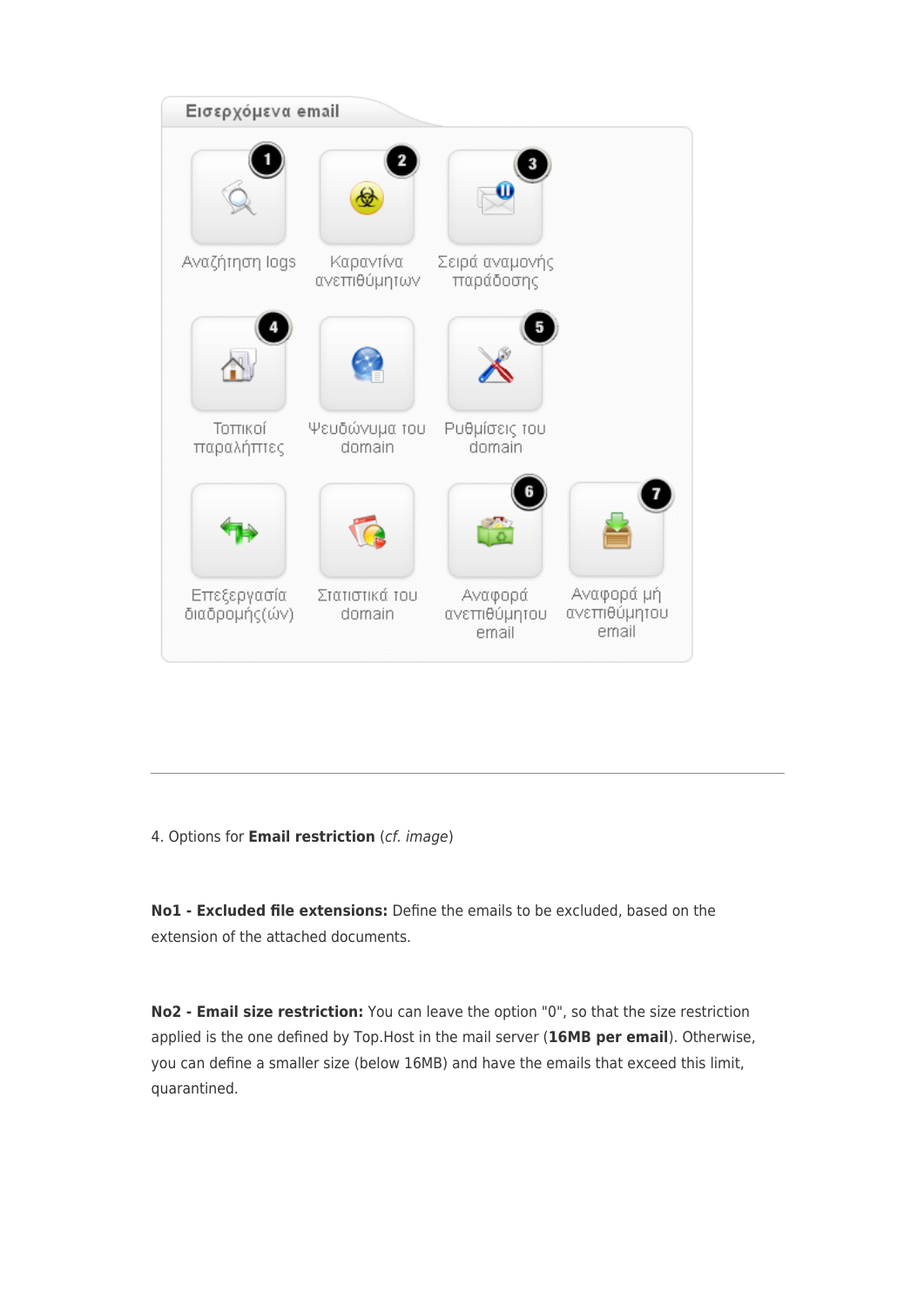Εισερχόμενα email

1 Αναζήτηση logs
2 Καραντίνα ανεπιθύμητων
3 Σειρά αναμονής παράδοσης
4 Τοπικοί παραλήπτες
Ψευδώνυμα του domain
5 Ρυθμίσεις του domain
Επεξεργασία διαδρομής(ών)
Στατιστικά του domain
6 Αναφορά ανεπιθύμητου email
7 Αναφορά μή ανεπιθύμητου email

---

4. Options for **Email restriction** (*cf. image*)

**No1 - Excluded file extensions:** Define the emails to be excluded, based on the extension of the attached documents.

**No2 - Email size restriction:** You can leave the option "0", so that the size restriction applied is the one defined by Top.Host in the mail server (**16MB per email**). Otherwise, you can define a smaller size (below 16MB) and have the emails that exceed this limit, quarantined.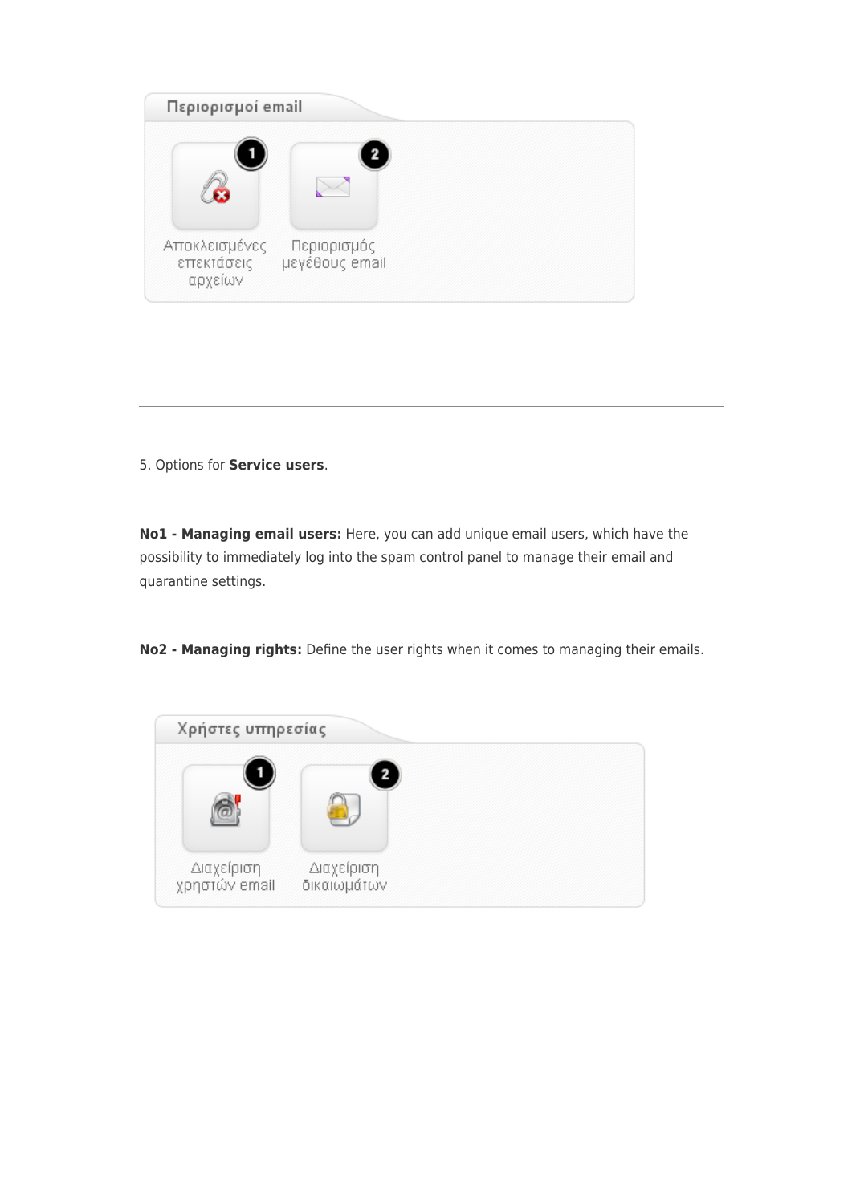Περιορισμοί email

1 Αποκλεισμένες επεκτάσεις αρχείων

2 Περιορισμός μεγέθους email

---

5. Options for **Service users**.

**No1 - Managing email users:** Here, you can add unique email users, which have the possibility to immediately log into the spam control panel to manage their email and quarantine settings.

**No2 - Managing rights:** Define the user rights when it comes to managing their emails.

Χρήστες υπηρεσίας

1 Διαχείριση χρηστών email

2 Διαχείριση δικαιωμάτων